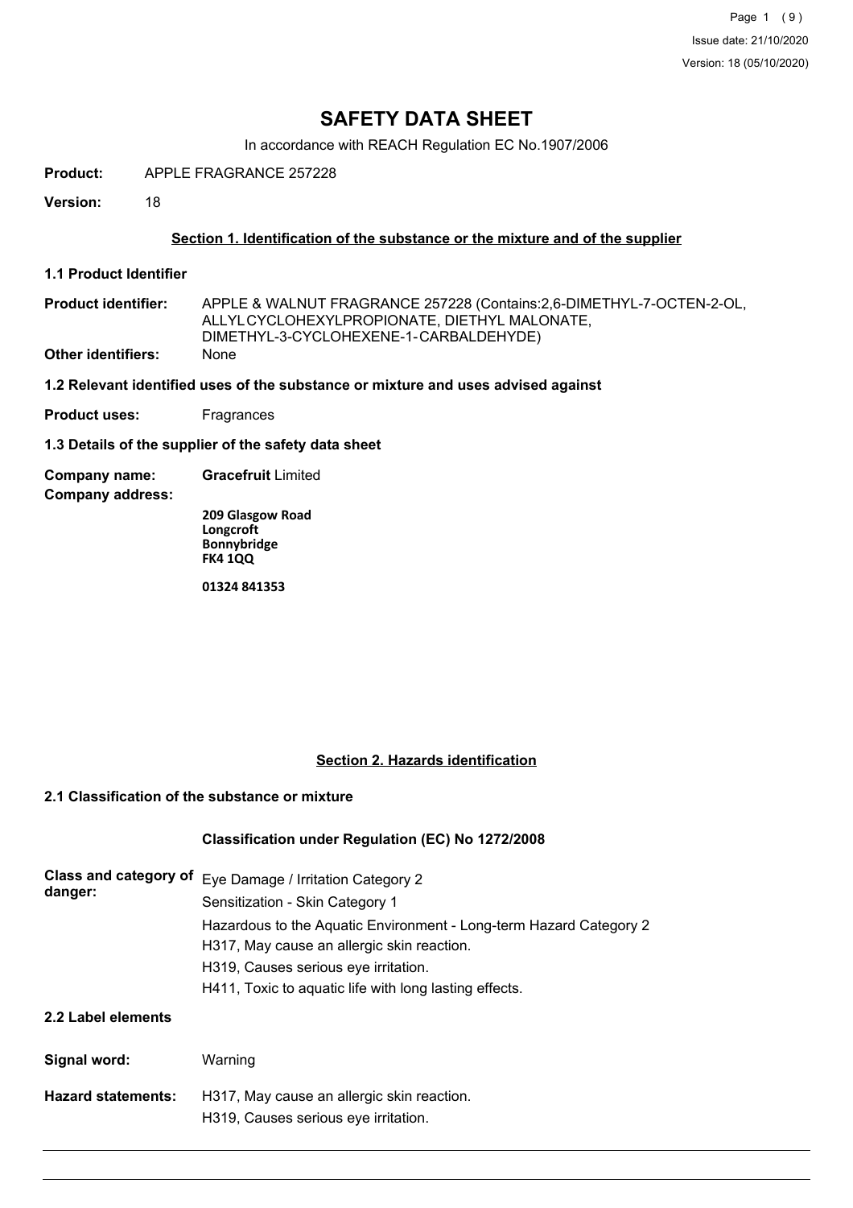# SAFETY DATA SHEET

In accordance with REACH Regulation EC No.1907/2006

**Product:** APPLE FRAGRANCE 257228

**Version:** 18

## Section 1. Identification of the substance or the mixture and of the supplier

### 1.1 Product Identifier

**Product identifier:** APPLE & WALNUT FRAGRANCE 257228 (Contains:2,6-DIMETHYL-7-OCTEN-2-OL, ALLYLCYCLOHEXYLPROPIONATE, DIETHYL MALONATE, DIMETHYL-3-CYCLOHEXENE-1-CARBALDEHYDE)

**Other identifiers:** None

### 1.2 Relevant identified uses of the substance or mixture and uses advised against

**Product uses:** Fragrances

### 1.3 Details of the supplier of the safety data sheet

**Company name:** **Gracefruit** Limited

**Company address:**

**209 Glasgow Road**
**Longcroft**
**Bonnybridge**
**FK4 1QQ**

**01324 841353**

## Section 2. Hazards identification

### 2.1 Classification of the substance or mixture

**Classification under Regulation (EC) No 1272/2008**

**Class and category of danger:**
Eye Damage / Irritation Category 2
Sensitization - Skin Category 1
Hazardous to the Aquatic Environment - Long-term Hazard Category 2
H317, May cause an allergic skin reaction.
H319, Causes serious eye irritation.
H411, Toxic to aquatic life with long lasting effects.

### 2.2 Label elements

**Signal word:** Warning

**Hazard statements:**
H317, May cause an allergic skin reaction.
H319, Causes serious eye irritation.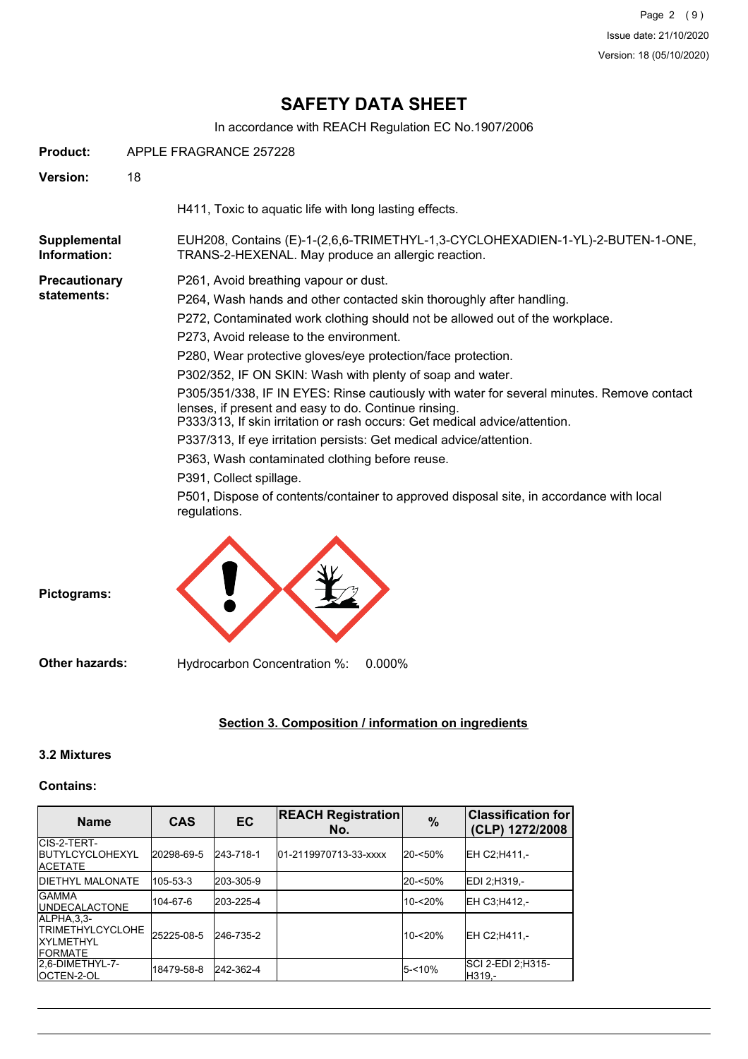**Product:** APPLE FRAGRANCE 257228

**Version:** 18

H411, Toxic to aquatic life with long lasting effects.

**Supplemental Information:** EUH208, Contains (E)-1-(2,6,6-TRIMETHYL-1,3-CYCLOHEXADIEN-1-YL)-2-BUTEN-1-ONE, TRANS-2-HEXENAL. May produce an allergic reaction.

**Precautionary statements:**

P261, Avoid breathing vapour or dust.

P264, Wash hands and other contacted skin thoroughly after handling.

P272, Contaminated work clothing should not be allowed out of the workplace.

P273, Avoid release to the environment.

P280, Wear protective gloves/eye protection/face protection.

P302/352, IF ON SKIN: Wash with plenty of soap and water.

P305/351/338, IF IN EYES: Rinse cautiously with water for several minutes. Remove contact lenses, if present and easy to do. Continue rinsing.
P333/313, If skin irritation or rash occurs: Get medical advice/attention.

P337/313, If eye irritation persists: Get medical advice/attention.

P363, Wash contaminated clothing before reuse.

P391, Collect spillage.

P501, Dispose of contents/container to approved disposal site, in accordance with local regulations.

**Pictograms:**

**Other hazards:** Hydrocarbon Concentration %: 0.000%

## Section 3. Composition / information on ingredients

### 3.2 Mixtures

**Contains:**

| Name | CAS | EC | REACH Registration No. | % | Classification for (CLP) 1272/2008 |
|---|---|---|---|---|---|
| CIS-2-TERT-BUTYLCYCLOHEXYL ACETATE | 20298-69-5 | 243-718-1 | 01-2119970713-33-xxxx | 20-<50% | EH C2;H411,- |
| DIETHYL MALONATE | 105-53-3 | 203-305-9 | | 20-<50% | EDI 2;H319,- |
| GAMMA UNDECALACTONE | 104-67-6 | 203-225-4 | | 10-<20% | EH C3;H412,- |
| ALPHA,3,3-TRIMETHYLCYCLOHEXYLMETHYL FORMATE | 25225-08-5 | 246-735-2 | | 10-<20% | EH C2;H411,- |
| 2,6-DIMETHYL-7-OCTEN-2-OL | 18479-58-8 | 242-362-4 | | 5-<10% | SCI 2-EDI 2;H315-H319,- |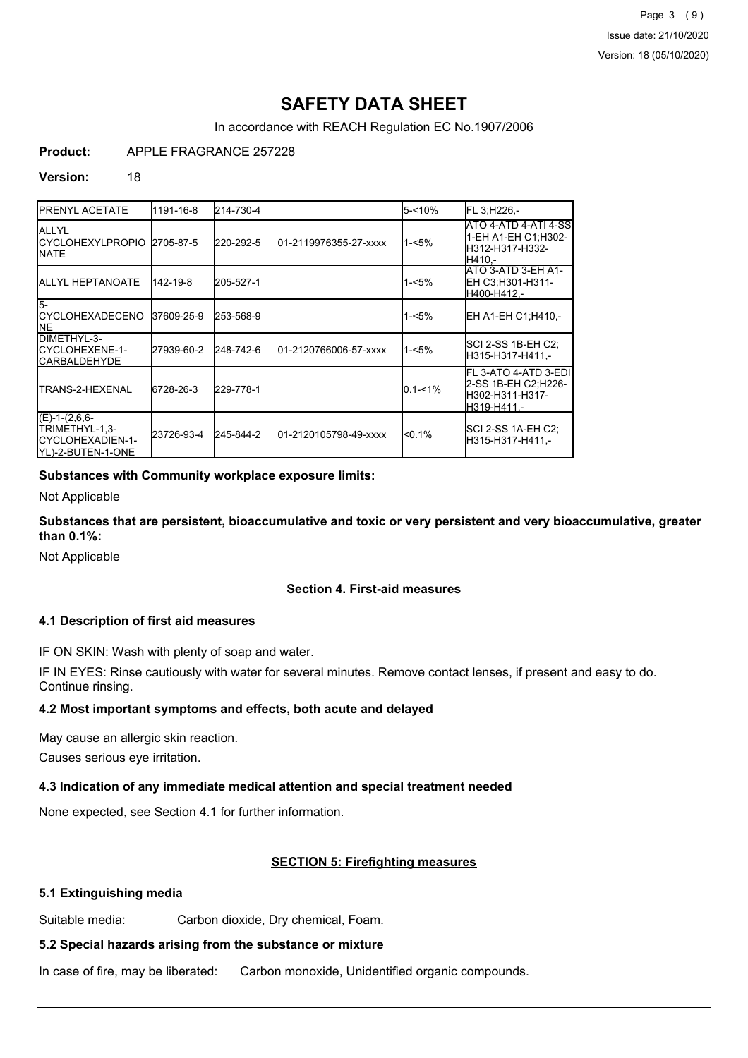# SAFETY DATA SHEET

In accordance with REACH Regulation EC No.1907/2006

**Product:** APPLE FRAGRANCE 257228

**Version:** 18

| | | | | | |
|---|---|---|---|---|---|
| PRENYL ACETATE | 1191-16-8 | 214-730-4 | | 5-<10% | FL 3;H226,- |
| ALLYL CYCLOHEXYLPROPIONATE | 2705-87-5 | 220-292-5 | 01-2119976355-27-xxxx | 1-<5% | ATO 4-ATD 4-ATI 4-SS 1-EH A1-EH C1;H302-H312-H317-H332-H410,- |
| ALLYL HEPTANOATE | 142-19-8 | 205-527-1 | | 1-<5% | ATO 3-ATD 3-EH A1-EH C3;H301-H311-H400-H412,- |
| 5-CYCLOHEXADECENONE | 37609-25-9 | 253-568-9 | | 1-<5% | EH A1-EH C1;H410,- |
| DIMETHYL-3-CYCLOHEXENE-1-CARBALDEHYDE | 27939-60-2 | 248-742-6 | 01-2120766006-57-xxxx | 1-<5% | SCI 2-SS 1B-EH C2;H315-H317-H411,- |
| TRANS-2-HEXENAL | 6728-26-3 | 229-778-1 | | 0.1-<1% | FL 3-ATO 4-ATD 3-EDI 2-SS 1B-EH C2;H226-H302-H311-H317-H319-H411,- |
| (E)-1-(2,6,6-TRIMETHYL-1,3-CYCLOHEXADIEN-1-YL)-2-BUTEN-1-ONE | 23726-93-4 | 245-844-2 | 01-2120105798-49-xxxx | <0.1% | SCI 2-SS 1A-EH C2;H315-H317-H411,- |

**Substances with Community workplace exposure limits:**

Not Applicable

**Substances that are persistent, bioaccumulative and toxic or very persistent and very bioaccumulative, greater than 0.1%:**

Not Applicable

## Section 4. First-aid measures

### 4.1 Description of first aid measures

IF ON SKIN: Wash with plenty of soap and water.

IF IN EYES: Rinse cautiously with water for several minutes. Remove contact lenses, if present and easy to do. Continue rinsing.

### 4.2 Most important symptoms and effects, both acute and delayed

May cause an allergic skin reaction.

Causes serious eye irritation.

### 4.3 Indication of any immediate medical attention and special treatment needed

None expected, see Section 4.1 for further information.

## SECTION 5: Firefighting measures

### 5.1 Extinguishing media

Suitable media: Carbon dioxide, Dry chemical, Foam.

### 5.2 Special hazards arising from the substance or mixture

In case of fire, may be liberated: Carbon monoxide, Unidentified organic compounds.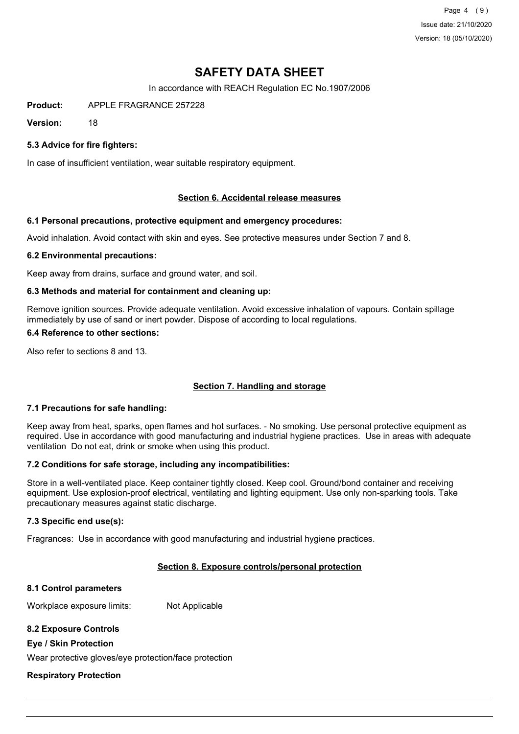# SAFETY DATA SHEET

In accordance with REACH Regulation EC No.1907/2006

**Product:** APPLE FRAGRANCE 257228

**Version:** 18

### 5.3 Advice for fire fighters:

In case of insufficient ventilation, wear suitable respiratory equipment.

## Section 6. Accidental release measures

### 6.1 Personal precautions, protective equipment and emergency procedures:

Avoid inhalation. Avoid contact with skin and eyes. See protective measures under Section 7 and 8.

### 6.2 Environmental precautions:

Keep away from drains, surface and ground water, and soil.

### 6.3 Methods and material for containment and cleaning up:

Remove ignition sources. Provide adequate ventilation. Avoid excessive inhalation of vapours. Contain spillage immediately by use of sand or inert powder. Dispose of according to local regulations.

### 6.4 Reference to other sections:

Also refer to sections 8 and 13.

## Section 7. Handling and storage

### 7.1 Precautions for safe handling:

Keep away from heat, sparks, open flames and hot surfaces. - No smoking. Use personal protective equipment as required. Use in accordance with good manufacturing and industrial hygiene practices. Use in areas with adequate ventilation Do not eat, drink or smoke when using this product.

### 7.2 Conditions for safe storage, including any incompatibilities:

Store in a well-ventilated place. Keep container tightly closed. Keep cool. Ground/bond container and receiving equipment. Use explosion-proof electrical, ventilating and lighting equipment. Use only non-sparking tools. Take precautionary measures against static discharge.

### 7.3 Specific end use(s):

Fragrances: Use in accordance with good manufacturing and industrial hygiene practices.

## Section 8. Exposure controls/personal protection

### 8.1 Control parameters

Workplace exposure limits: Not Applicable

### 8.2 Exposure Controls

**Eye / Skin Protection**

Wear protective gloves/eye protection/face protection

**Respiratory Protection**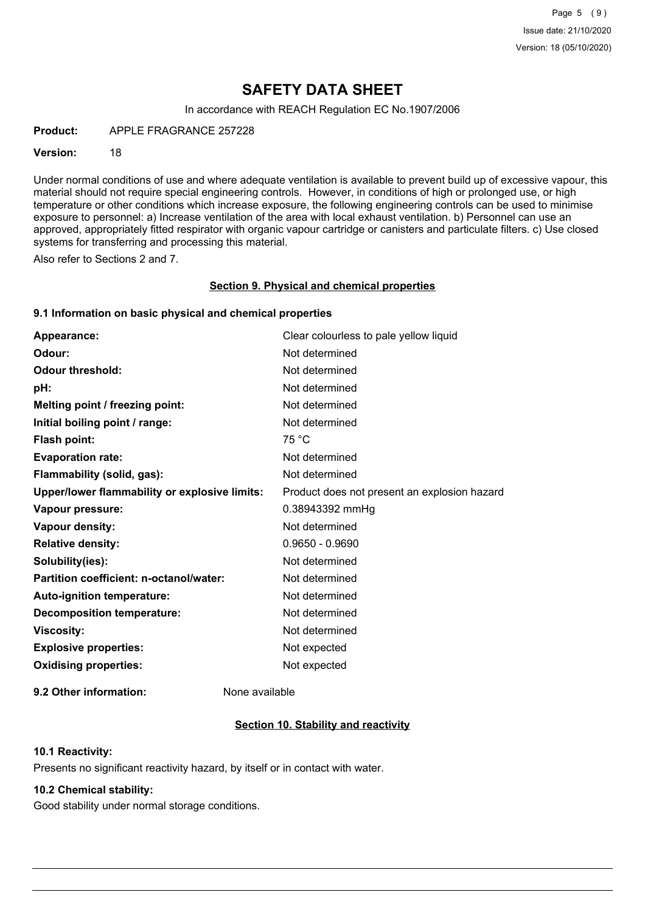# SAFETY DATA SHEET

In accordance with REACH Regulation EC No.1907/2006

**Product:** APPLE FRAGRANCE 257228

**Version:** 18

Under normal conditions of use and where adequate ventilation is available to prevent build up of excessive vapour, this material should not require special engineering controls. However, in conditions of high or prolonged use, or high temperature or other conditions which increase exposure, the following engineering controls can be used to minimise exposure to personnel: a) Increase ventilation of the area with local exhaust ventilation. b) Personnel can use an approved, appropriately fitted respirator with organic vapour cartridge or canisters and particulate filters. c) Use closed systems for transferring and processing this material.

Also refer to Sections 2 and 7.

## Section 9. Physical and chemical properties

### 9.1 Information on basic physical and chemical properties

| | |
|---|---|
| **Appearance:** | Clear colourless to pale yellow liquid |
| **Odour:** | Not determined |
| **Odour threshold:** | Not determined |
| **pH:** | Not determined |
| **Melting point / freezing point:** | Not determined |
| **Initial boiling point / range:** | Not determined |
| **Flash point:** | 75 °C |
| **Evaporation rate:** | Not determined |
| **Flammability (solid, gas):** | Not determined |
| **Upper/lower flammability or explosive limits:** | Product does not present an explosion hazard |
| **Vapour pressure:** | 0.38943392 mmHg |
| **Vapour density:** | Not determined |
| **Relative density:** | 0.9650 - 0.9690 |
| **Solubility(ies):** | Not determined |
| **Partition coefficient: n-octanol/water:** | Not determined |
| **Auto-ignition temperature:** | Not determined |
| **Decomposition temperature:** | Not determined |
| **Viscosity:** | Not determined |
| **Explosive properties:** | Not expected |
| **Oxidising properties:** | Not expected |

**9.2 Other information:** None available

## Section 10. Stability and reactivity

### 10.1 Reactivity:

Presents no significant reactivity hazard, by itself or in contact with water.

### 10.2 Chemical stability:

Good stability under normal storage conditions.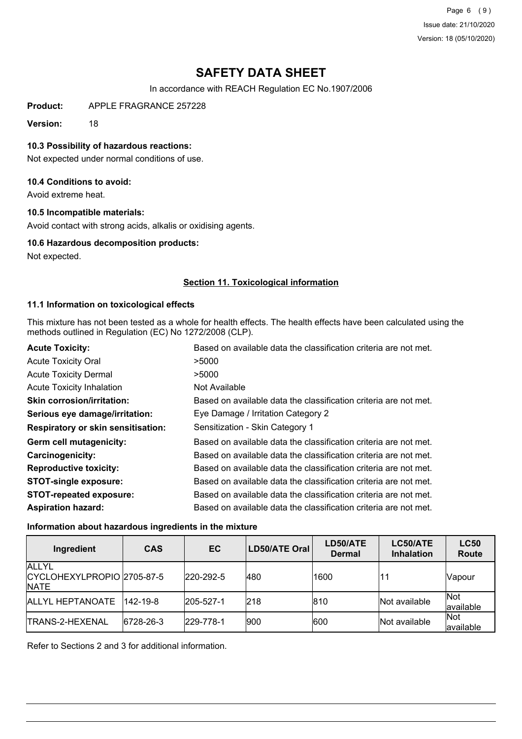# SAFETY DATA SHEET

In accordance with REACH Regulation EC No.1907/2006

**Product:** APPLE FRAGRANCE 257228

**Version:** 18

### 10.3 Possibility of hazardous reactions:

Not expected under normal conditions of use.

### 10.4 Conditions to avoid:

Avoid extreme heat.

### 10.5 Incompatible materials:

Avoid contact with strong acids, alkalis or oxidising agents.

### 10.6 Hazardous decomposition products:

Not expected.

## Section 11. Toxicological information

### 11.1 Information on toxicological effects

This mixture has not been tested as a whole for health effects. The health effects have been calculated using the methods outlined in Regulation (EC) No 1272/2008 (CLP).

| | |
|---|---|
| **Acute Toxicity:** | Based on available data the classification criteria are not met. |
| Acute Toxicity Oral | >5000 |
| Acute Toxicity Dermal | >5000 |
| Acute Toxicity Inhalation | Not Available |
| **Skin corrosion/irritation:** | Based on available data the classification criteria are not met. |
| **Serious eye damage/irritation:** | Eye Damage / Irritation Category 2 |
| **Respiratory or skin sensitisation:** | Sensitization - Skin Category 1 |
| **Germ cell mutagenicity:** | Based on available data the classification criteria are not met. |
| **Carcinogenicity:** | Based on available data the classification criteria are not met. |
| **Reproductive toxicity:** | Based on available data the classification criteria are not met. |
| **STOT-single exposure:** | Based on available data the classification criteria are not met. |
| **STOT-repeated exposure:** | Based on available data the classification criteria are not met. |
| **Aspiration hazard:** | Based on available data the classification criteria are not met. |

### Information about hazardous ingredients in the mixture

| Ingredient | CAS | EC | LD50/ATE Oral | LD50/ATE Dermal | LC50/ATE Inhalation | LC50 Route |
|---|---|---|---|---|---|---|
| ALLYL CYCLOHEXYLPROPIONATE | 2705-87-5 | 220-292-5 | 480 | 1600 | 11 | Vapour |
| ALLYL HEPTANOATE | 142-19-8 | 205-527-1 | 218 | 810 | Not available | Not available |
| TRANS-2-HEXENAL | 6728-26-3 | 229-778-1 | 900 | 600 | Not available | Not available |

Refer to Sections 2 and 3 for additional information.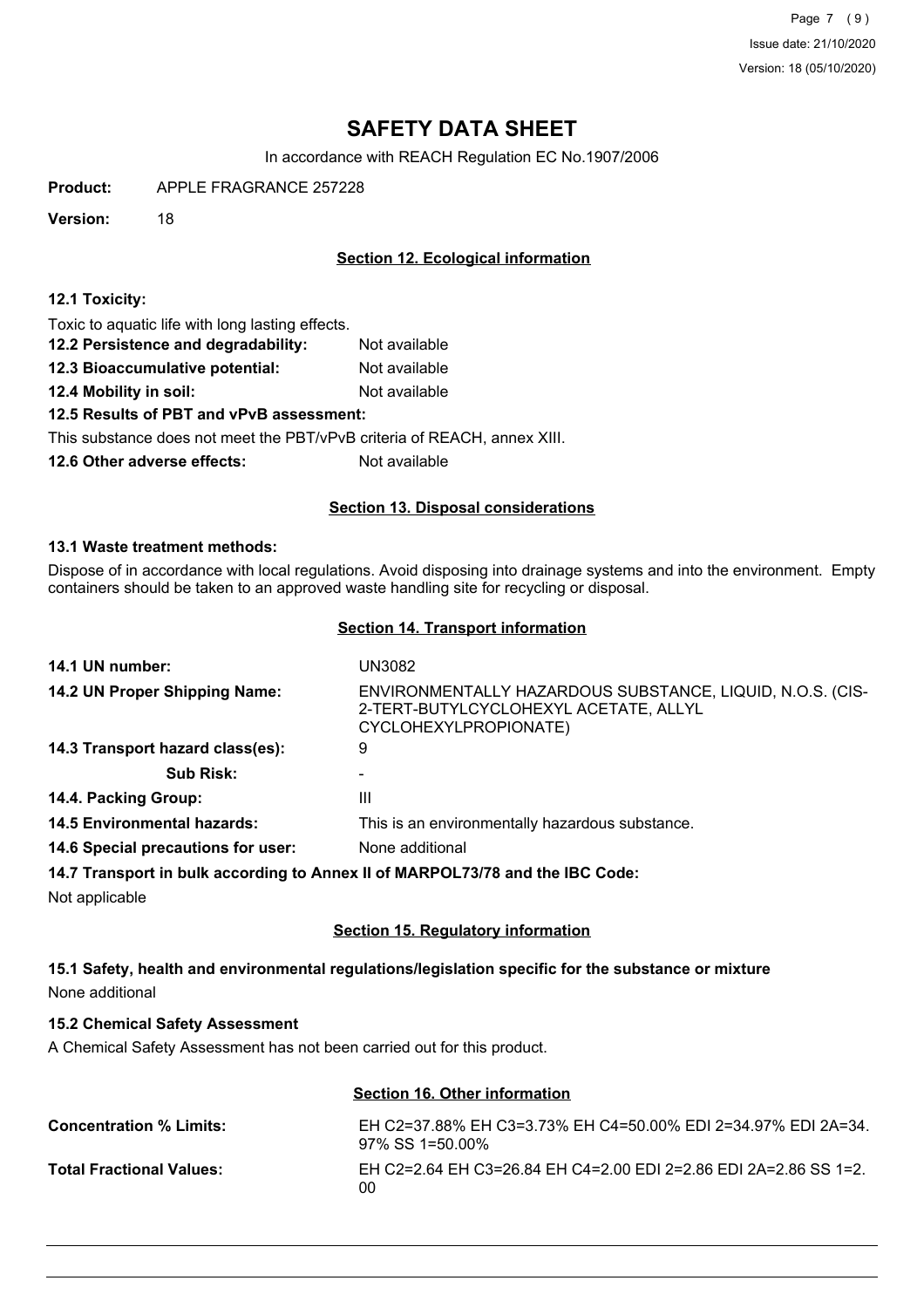# SAFETY DATA SHEET

In accordance with REACH Regulation EC No.1907/2006

**Product:** APPLE FRAGRANCE 257228

**Version:** 18

## Section 12. Ecological information

**12.1 Toxicity:**

Toxic to aquatic life with long lasting effects.

**12.2 Persistence and degradability:** Not available

**12.3 Bioaccumulative potential:** Not available

**12.4 Mobility in soil:** Not available

**12.5 Results of PBT and vPvB assessment:**

This substance does not meet the PBT/vPvB criteria of REACH, annex XIII.

**12.6 Other adverse effects:** Not available

## Section 13. Disposal considerations

**13.1 Waste treatment methods:**

Dispose of in accordance with local regulations. Avoid disposing into drainage systems and into the environment. Empty containers should be taken to an approved waste handling site for recycling or disposal.

## Section 14. Transport information

| | |
|---|---|
| **14.1 UN number:** | UN3082 |
| **14.2 UN Proper Shipping Name:** | ENVIRONMENTALLY HAZARDOUS SUBSTANCE, LIQUID, N.O.S. (CIS-2-TERT-BUTYLCYCLOHEXYL ACETATE, ALLYL CYCLOHEXYLPROPIONATE) |
| **14.3 Transport hazard class(es):** | 9 |
| **Sub Risk:** | - |
| **14.4. Packing Group:** | III |
| **14.5 Environmental hazards:** | This is an environmentally hazardous substance. |
| **14.6 Special precautions for user:** | None additional |

**14.7 Transport in bulk according to Annex II of MARPOL73/78 and the IBC Code:**

Not applicable

## Section 15. Regulatory information

**15.1 Safety, health and environmental regulations/legislation specific for the substance or mixture**

None additional

**15.2 Chemical Safety Assessment**

A Chemical Safety Assessment has not been carried out for this product.

## Section 16. Other information

| | |
|---|---|
| **Concentration % Limits:** | EH C2=37.88% EH C3=3.73% EH C4=50.00% EDI 2=34.97% EDI 2A=34.97% SS 1=50.00% |
| **Total Fractional Values:** | EH C2=2.64 EH C3=26.84 EH C4=2.00 EDI 2=2.86 EDI 2A=2.86 SS 1=2.00 |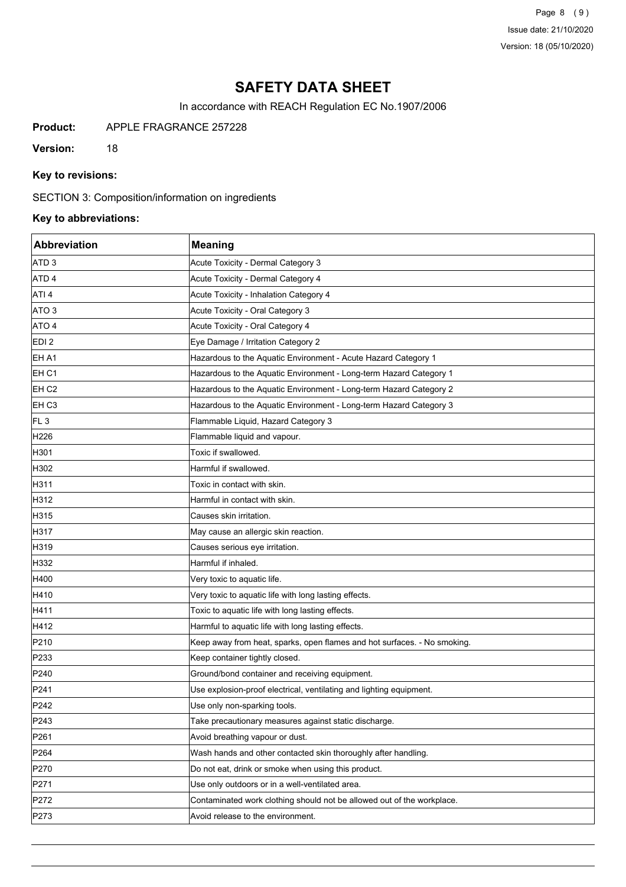# SAFETY DATA SHEET

In accordance with REACH Regulation EC No.1907/2006

**Product:** APPLE FRAGRANCE 257228

**Version:** 18

**Key to revisions:**

SECTION 3: Composition/information on ingredients

**Key to abbreviations:**

| Abbreviation | Meaning |
|---|---|
| ATD 3 | Acute Toxicity - Dermal Category 3 |
| ATD 4 | Acute Toxicity - Dermal Category 4 |
| ATI 4 | Acute Toxicity - Inhalation Category 4 |
| ATO 3 | Acute Toxicity - Oral Category 3 |
| ATO 4 | Acute Toxicity - Oral Category 4 |
| EDI 2 | Eye Damage / Irritation Category 2 |
| EH A1 | Hazardous to the Aquatic Environment - Acute Hazard Category 1 |
| EH C1 | Hazardous to the Aquatic Environment - Long-term Hazard Category 1 |
| EH C2 | Hazardous to the Aquatic Environment - Long-term Hazard Category 2 |
| EH C3 | Hazardous to the Aquatic Environment - Long-term Hazard Category 3 |
| FL 3 | Flammable Liquid, Hazard Category 3 |
| H226 | Flammable liquid and vapour. |
| H301 | Toxic if swallowed. |
| H302 | Harmful if swallowed. |
| H311 | Toxic in contact with skin. |
| H312 | Harmful in contact with skin. |
| H315 | Causes skin irritation. |
| H317 | May cause an allergic skin reaction. |
| H319 | Causes serious eye irritation. |
| H332 | Harmful if inhaled. |
| H400 | Very toxic to aquatic life. |
| H410 | Very toxic to aquatic life with long lasting effects. |
| H411 | Toxic to aquatic life with long lasting effects. |
| H412 | Harmful to aquatic life with long lasting effects. |
| P210 | Keep away from heat, sparks, open flames and hot surfaces. - No smoking. |
| P233 | Keep container tightly closed. |
| P240 | Ground/bond container and receiving equipment. |
| P241 | Use explosion-proof electrical, ventilating and lighting equipment. |
| P242 | Use only non-sparking tools. |
| P243 | Take precautionary measures against static discharge. |
| P261 | Avoid breathing vapour or dust. |
| P264 | Wash hands and other contacted skin thoroughly after handling. |
| P270 | Do not eat, drink or smoke when using this product. |
| P271 | Use only outdoors or in a well-ventilated area. |
| P272 | Contaminated work clothing should not be allowed out of the workplace. |
| P273 | Avoid release to the environment. |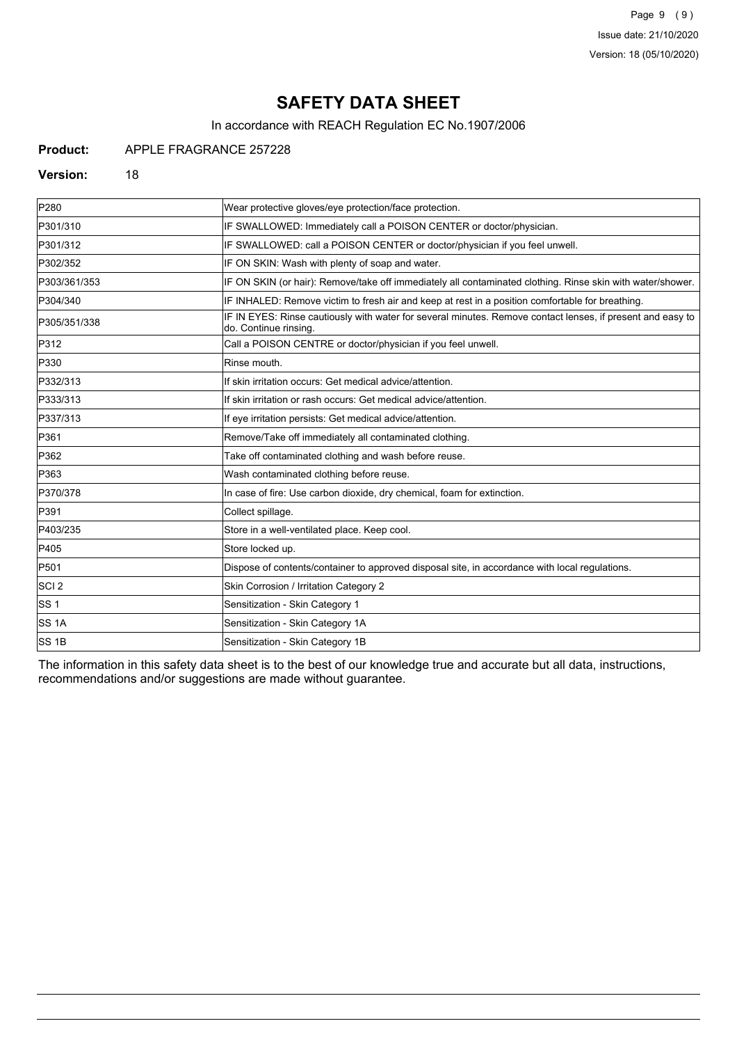# SAFETY DATA SHEET

In accordance with REACH Regulation EC No.1907/2006

**Product:** APPLE FRAGRANCE 257228

**Version:** 18

| | |
|---|---|
| P280 | Wear protective gloves/eye protection/face protection. |
| P301/310 | IF SWALLOWED: Immediately call a POISON CENTER or doctor/physician. |
| P301/312 | IF SWALLOWED: call a POISON CENTER or doctor/physician if you feel unwell. |
| P302/352 | IF ON SKIN: Wash with plenty of soap and water. |
| P303/361/353 | IF ON SKIN (or hair): Remove/take off immediately all contaminated clothing. Rinse skin with water/shower. |
| P304/340 | IF INHALED: Remove victim to fresh air and keep at rest in a position comfortable for breathing. |
| P305/351/338 | IF IN EYES: Rinse cautiously with water for several minutes. Remove contact lenses, if present and easy to do. Continue rinsing. |
| P312 | Call a POISON CENTRE or doctor/physician if you feel unwell. |
| P330 | Rinse mouth. |
| P332/313 | If skin irritation occurs: Get medical advice/attention. |
| P333/313 | If skin irritation or rash occurs: Get medical advice/attention. |
| P337/313 | If eye irritation persists: Get medical advice/attention. |
| P361 | Remove/Take off immediately all contaminated clothing. |
| P362 | Take off contaminated clothing and wash before reuse. |
| P363 | Wash contaminated clothing before reuse. |
| P370/378 | In case of fire: Use carbon dioxide, dry chemical, foam for extinction. |
| P391 | Collect spillage. |
| P403/235 | Store in a well-ventilated place. Keep cool. |
| P405 | Store locked up. |
| P501 | Dispose of contents/container to approved disposal site, in accordance with local regulations. |
| SCI 2 | Skin Corrosion / Irritation Category 2 |
| SS 1 | Sensitization - Skin Category 1 |
| SS 1A | Sensitization - Skin Category 1A |
| SS 1B | Sensitization - Skin Category 1B |

The information in this safety data sheet is to the best of our knowledge true and accurate but all data, instructions, recommendations and/or suggestions are made without guarantee.